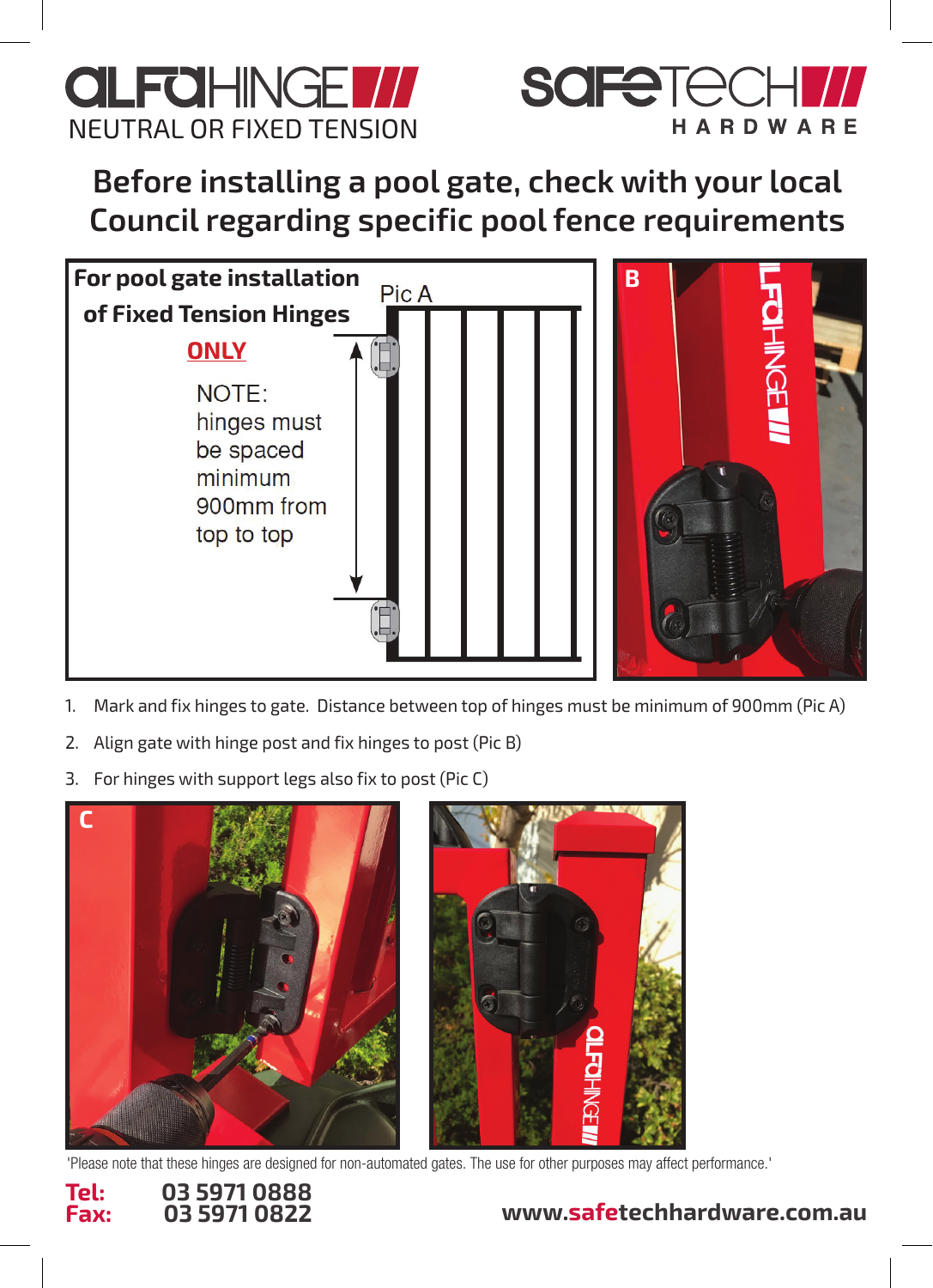ALFAHINGE

NEUTRAL OR FIXED TENSION

SAFETECH HARDWARE

# Before installing a pool gate, check with your local Council regarding specific pool fence requirements

**For pool gate installation of Fixed Tension Hinges ONLY**

Pic A

NOTE: hinges must be spaced minimum 900mm from top to top

B

1. Mark and fix hinges to gate. Distance between top of hinges must be minimum of 900mm (Pic A)
2. Align gate with hinge post and fix hinges to post (Pic B)
3. For hinges with support legs also fix to post (Pic C)

C

'Please note that these hinges are designed for non-automated gates. The use for other purposes may affect performance.'

**Tel:** 03 5971 0888
**Fax:** 03 5971 0822

**www.safetechhardware.com.au**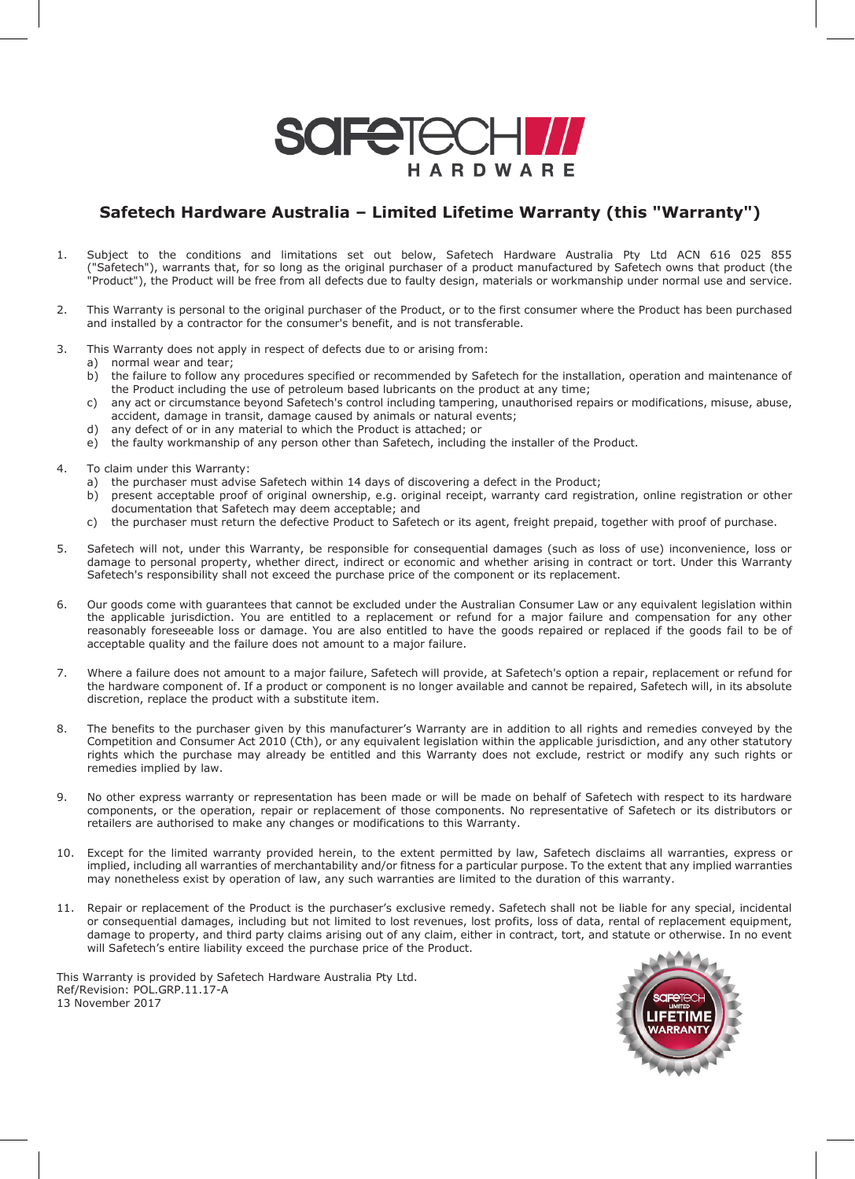# Safetech Hardware Australia – Limited Lifetime Warranty (this "Warranty")

1. Subject to the conditions and limitations set out below, Safetech Hardware Australia Pty Ltd ACN 616 025 855 ("Safetech"), warrants that, for so long as the original purchaser of a product manufactured by Safetech owns that product (the "Product"), the Product will be free from all defects due to faulty design, materials or workmanship under normal use and service.

2. This Warranty is personal to the original purchaser of the Product, or to the first consumer where the Product has been purchased and installed by a contractor for the consumer's benefit, and is not transferable.

3. This Warranty does not apply in respect of defects due to or arising from:
   a) normal wear and tear;
   b) the failure to follow any procedures specified or recommended by Safetech for the installation, operation and maintenance of the Product including the use of petroleum based lubricants on the product at any time;
   c) any act or circumstance beyond Safetech's control including tampering, unauthorised repairs or modifications, misuse, abuse, accident, damage in transit, damage caused by animals or natural events;
   d) any defect of or in any material to which the Product is attached; or
   e) the faulty workmanship of any person other than Safetech, including the installer of the Product.

4. To claim under this Warranty:
   a) the purchaser must advise Safetech within 14 days of discovering a defect in the Product;
   b) present acceptable proof of original ownership, e.g. original receipt, warranty card registration, online registration or other documentation that Safetech may deem acceptable; and
   c) the purchaser must return the defective Product to Safetech or its agent, freight prepaid, together with proof of purchase.

5. Safetech will not, under this Warranty, be responsible for consequential damages (such as loss of use) inconvenience, loss or damage to personal property, whether direct, indirect or economic and whether arising in contract or tort. Under this Warranty Safetech's responsibility shall not exceed the purchase price of the component or its replacement.

6. Our goods come with guarantees that cannot be excluded under the Australian Consumer Law or any equivalent legislation within the applicable jurisdiction. You are entitled to a replacement or refund for a major failure and compensation for any other reasonably foreseeable loss or damage. You are also entitled to have the goods repaired or replaced if the goods fail to be of acceptable quality and the failure does not amount to a major failure.

7. Where a failure does not amount to a major failure, Safetech will provide, at Safetech's option a repair, replacement or refund for the hardware component of. If a product or component is no longer available and cannot be repaired, Safetech will, in its absolute discretion, replace the product with a substitute item.

8. The benefits to the purchaser given by this manufacturer's Warranty are in addition to all rights and remedies conveyed by the Competition and Consumer Act 2010 (Cth), or any equivalent legislation within the applicable jurisdiction, and any other statutory rights which the purchase may already be entitled and this Warranty does not exclude, restrict or modify any such rights or remedies implied by law.

9. No other express warranty or representation has been made or will be made on behalf of Safetech with respect to its hardware components, or the operation, repair or replacement of those components. No representative of Safetech or its distributors or retailers are authorised to make any changes or modifications to this Warranty.

10. Except for the limited warranty provided herein, to the extent permitted by law, Safetech disclaims all warranties, express or implied, including all warranties of merchantability and/or fitness for a particular purpose. To the extent that any implied warranties may nonetheless exist by operation of law, any such warranties are limited to the duration of this warranty.

11. Repair or replacement of the Product is the purchaser's exclusive remedy. Safetech shall not be liable for any special, incidental or consequential damages, including but not limited to lost revenues, lost profits, loss of data, rental of replacement equipment, damage to property, and third party claims arising out of any claim, either in contract, tort, and statute or otherwise. In no event will Safetech's entire liability exceed the purchase price of the Product.

This Warranty is provided by Safetech Hardware Australia Pty Ltd.
Ref/Revision: POL.GRP.11.17-A
13 November 2017